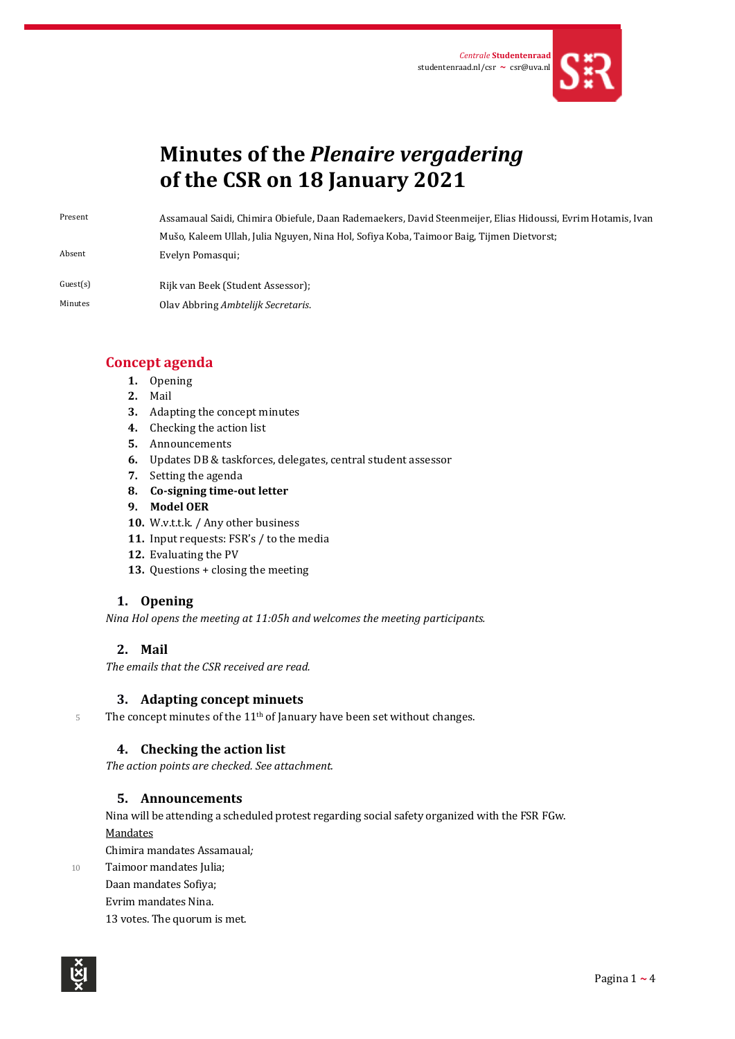Centrale **Studentenraad**
studentenraad.nl/csr ~ csr@uva.nl

# Minutes of the *Plenaire vergadering* of the CSR on 18 January 2021

| | |
|---|---|
| Present | Assamaual Saidi, Chimira Obiefule, Daan Rademaekers, David Steenmeijer, Elias Hidoussi, Evrim Hotamis, Ivan Mušo, Kaleem Ullah, Julia Nguyen, Nina Hol, Sofiya Koba, Taimoor Baig, Tijmen Dietvorst; |
| Absent | Evelyn Pomasqui; |
| Guest(s) | Rijk van Beek (Student Assessor); |
| Minutes | Olav Abbring *Ambtelijk Secretaris*. |

## Concept agenda

1. Opening
2. Mail
3. Adapting the concept minutes
4. Checking the action list
5. Announcements
6. Updates DB & taskforces, delegates, central student assessor
7. Setting the agenda
8. **Co-signing time-out letter**
9. **Model OER**
10. W.v.t.t.k. / Any other business
11. Input requests: FSR's / to the media
12. Evaluating the PV
13. Questions + closing the meeting

### 1. Opening

*Nina Hol opens the meeting at 11:05h and welcomes the meeting participants.*

### 2. Mail

*The emails that the CSR received are read.*

### 3. Adapting concept minuets

The concept minutes of the 11th of January have been set without changes.

### 4. Checking the action list

*The action points are checked. See attachment.*

### 5. Announcements

Nina will be attending a scheduled protest regarding social safety organized with the FSR FGw.

<u>Mandates</u>

Chimira mandates Assamaual;
Taimoor mandates Julia;
Daan mandates Sofiya;
Evrim mandates Nina.
13 votes. The quorum is met.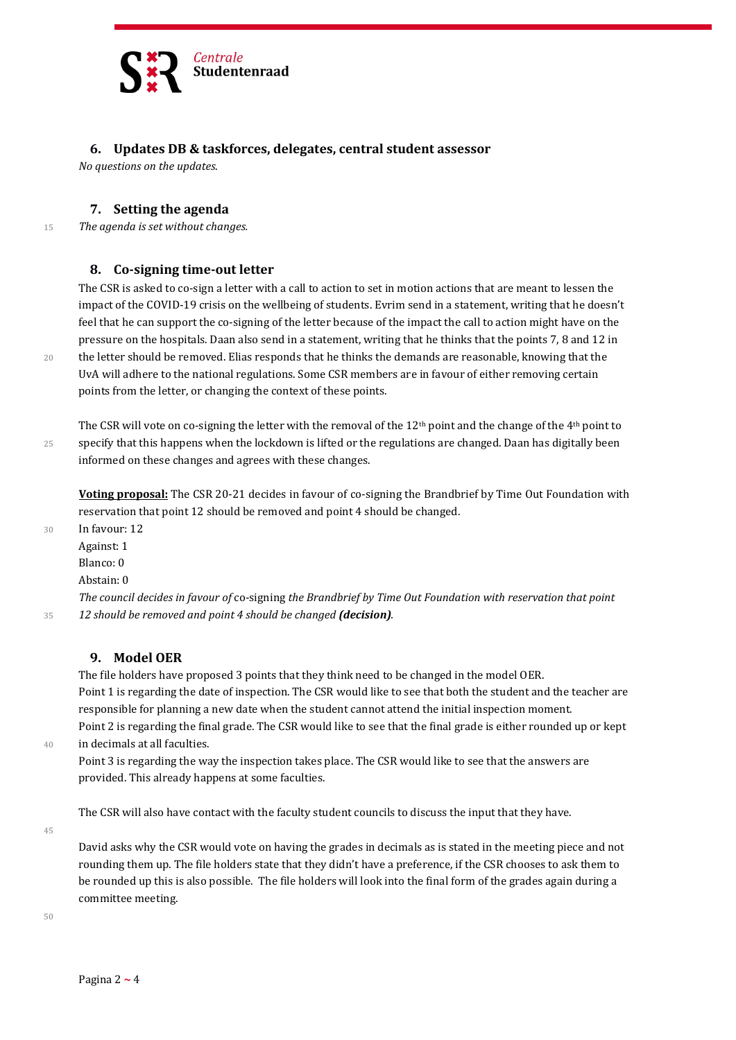## 6. Updates DB & taskforces, delegates, central student assessor

*No questions on the updates.*

## 7. Setting the agenda

*The agenda is set without changes.*

## 8. Co-signing time-out letter

The CSR is asked to co-sign a letter with a call to action to set in motion actions that are meant to lessen the impact of the COVID-19 crisis on the wellbeing of students. Evrim send in a statement, writing that he doesn't feel that he can support the co-signing of the letter because of the impact the call to action might have on the pressure on the hospitals. Daan also send in a statement, writing that he thinks that the points 7, 8 and 12 in the letter should be removed. Elias responds that he thinks the demands are reasonable, knowing that the UvA will adhere to the national regulations. Some CSR members are in favour of either removing certain points from the letter, or changing the context of these points.

The CSR will vote on co-signing the letter with the removal of the 12th point and the change of the 4th point to specify that this happens when the lockdown is lifted or the regulations are changed. Daan has digitally been informed on these changes and agrees with these changes.

**Voting proposal:** The CSR 20-21 decides in favour of co-signing the Brandbrief by Time Out Foundation with reservation that point 12 should be removed and point 4 should be changed.

In favour: 12
Against: 1
Blanco: 0
Abstain: 0

*The council decides in favour of* co-signing *the Brandbrief by Time Out Foundation with reservation that point 12 should be removed and point 4 should be changed* ***(decision)***.

## 9. Model OER

The file holders have proposed 3 points that they think need to be changed in the model OER.
Point 1 is regarding the date of inspection. The CSR would like to see that both the student and the teacher are responsible for planning a new date when the student cannot attend the initial inspection moment.
Point 2 is regarding the final grade. The CSR would like to see that the final grade is either rounded up or kept in decimals at all faculties.
Point 3 is regarding the way the inspection takes place. The CSR would like to see that the answers are provided. This already happens at some faculties.

The CSR will also have contact with the faculty student councils to discuss the input that they have.

David asks why the CSR would vote on having the grades in decimals as is stated in the meeting piece and not rounding them up. The file holders state that they didn't have a preference, if the CSR chooses to ask them to be rounded up this is also possible. The file holders will look into the final form of the grades again during a committee meeting.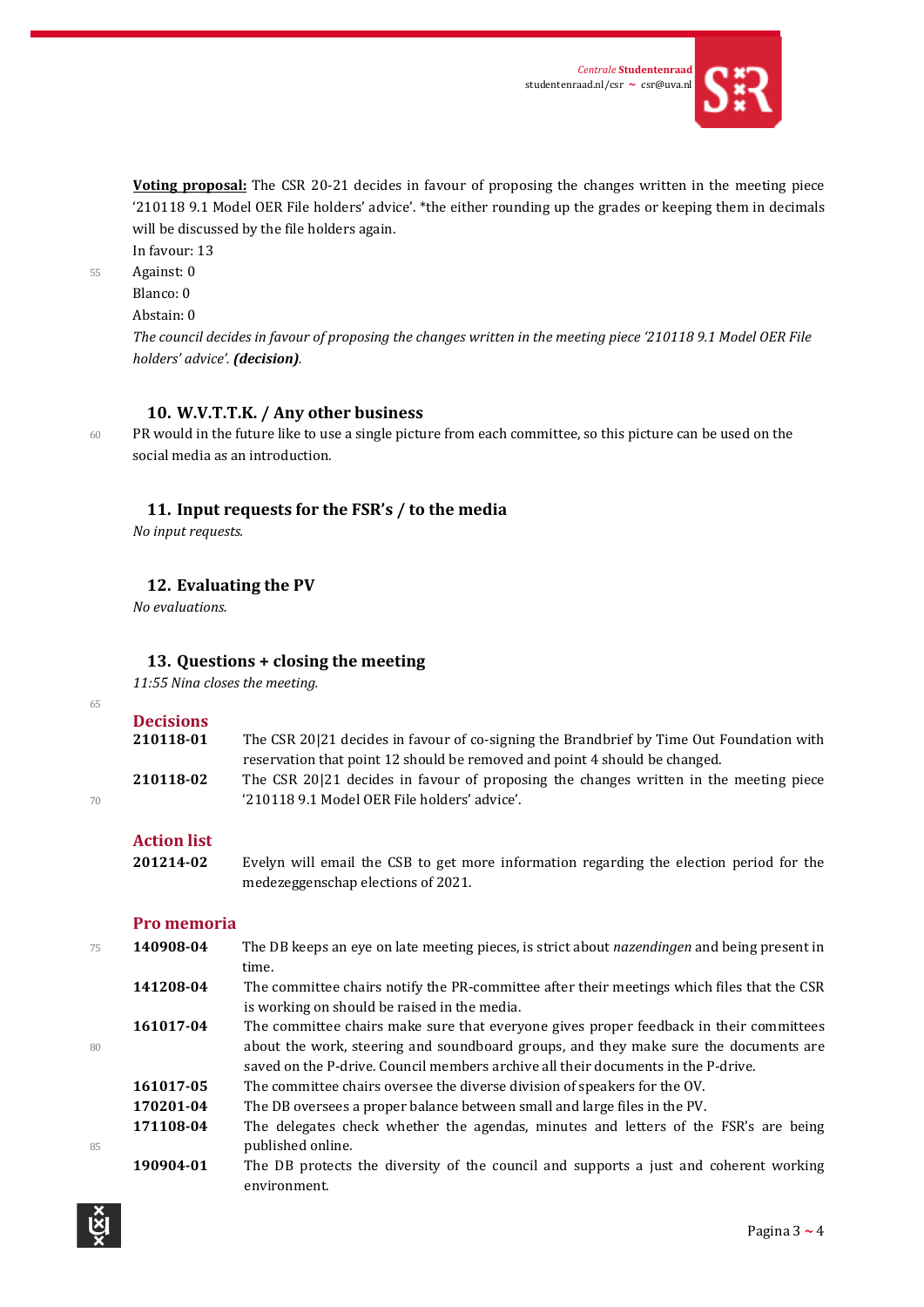**Voting proposal:** The CSR 20-21 decides in favour of proposing the changes written in the meeting piece '210118 9.1 Model OER File holders' advice'. *the either rounding up the grades or keeping them in decimals will be discussed by the file holders again.

In favour: 13
Against: 0
Blanco: 0
Abstain: 0

*The council decides in favour of proposing the changes written in the meeting piece '210118 9.1 Model OER File holders' advice'.* ***(decision)***.

## 10. W.V.T.T.K. / Any other business

PR would in the future like to use a single picture from each committee, so this picture can be used on the social media as an introduction.

## 11. Input requests for the FSR's / to the media

*No input requests.*

## 12. Evaluating the PV

*No evaluations.*

## 13. Questions + closing the meeting

*11:55 Nina closes the meeting.*

### Decisions

| | |
|---|---|
| **210118-01** | The CSR 20\|21 decides in favour of co-signing the Brandbrief by Time Out Foundation with reservation that point 12 should be removed and point 4 should be changed. |
| **210118-02** | The CSR 20\|21 decides in favour of proposing the changes written in the meeting piece '210118 9.1 Model OER File holders' advice'. |

### Action list

| | |
|---|---|
| **201214-02** | Evelyn will email the CSB to get more information regarding the election period for the medezeggenschap elections of 2021. |

### Pro memoria

| | |
|---|---|
| **140908-04** | The DB keeps an eye on late meeting pieces, is strict about *nazendingen* and being present in time. |
| **141208-04** | The committee chairs notify the PR-committee after their meetings which files that the CSR is working on should be raised in the media. |
| **161017-04** | The committee chairs make sure that everyone gives proper feedback in their committees about the work, steering and soundboard groups, and they make sure the documents are saved on the P-drive. Council members archive all their documents in the P-drive. |
| **161017-05** | The committee chairs oversee the diverse division of speakers for the OV. |
| **170201-04** | The DB oversees a proper balance between small and large files in the PV. |
| **171108-04** | The delegates check whether the agendas, minutes and letters of the FSR's are being published online. |
| **190904-01** | The DB protects the diversity of the council and supports a just and coherent working environment. |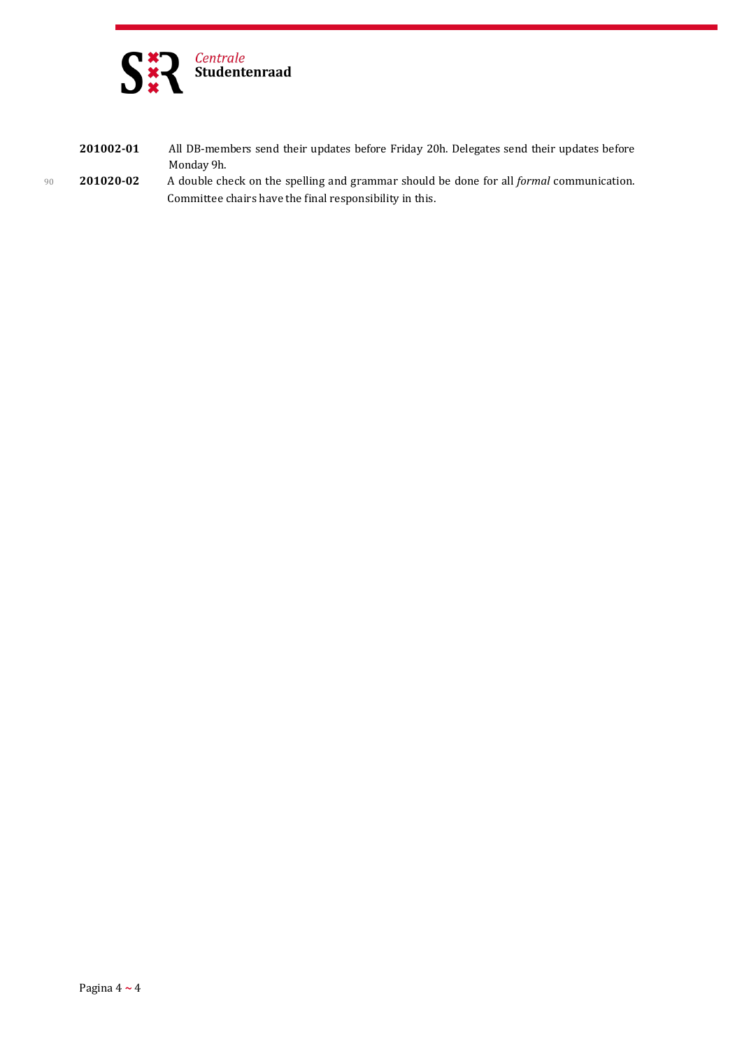| | |
|---|---|
| **201002-01** | All DB-members send their updates before Friday 20h. Delegates send their updates before Monday 9h. |
| **201020-02** | A double check on the spelling and grammar should be done for all *formal* communication. Committee chairs have the final responsibility in this. |